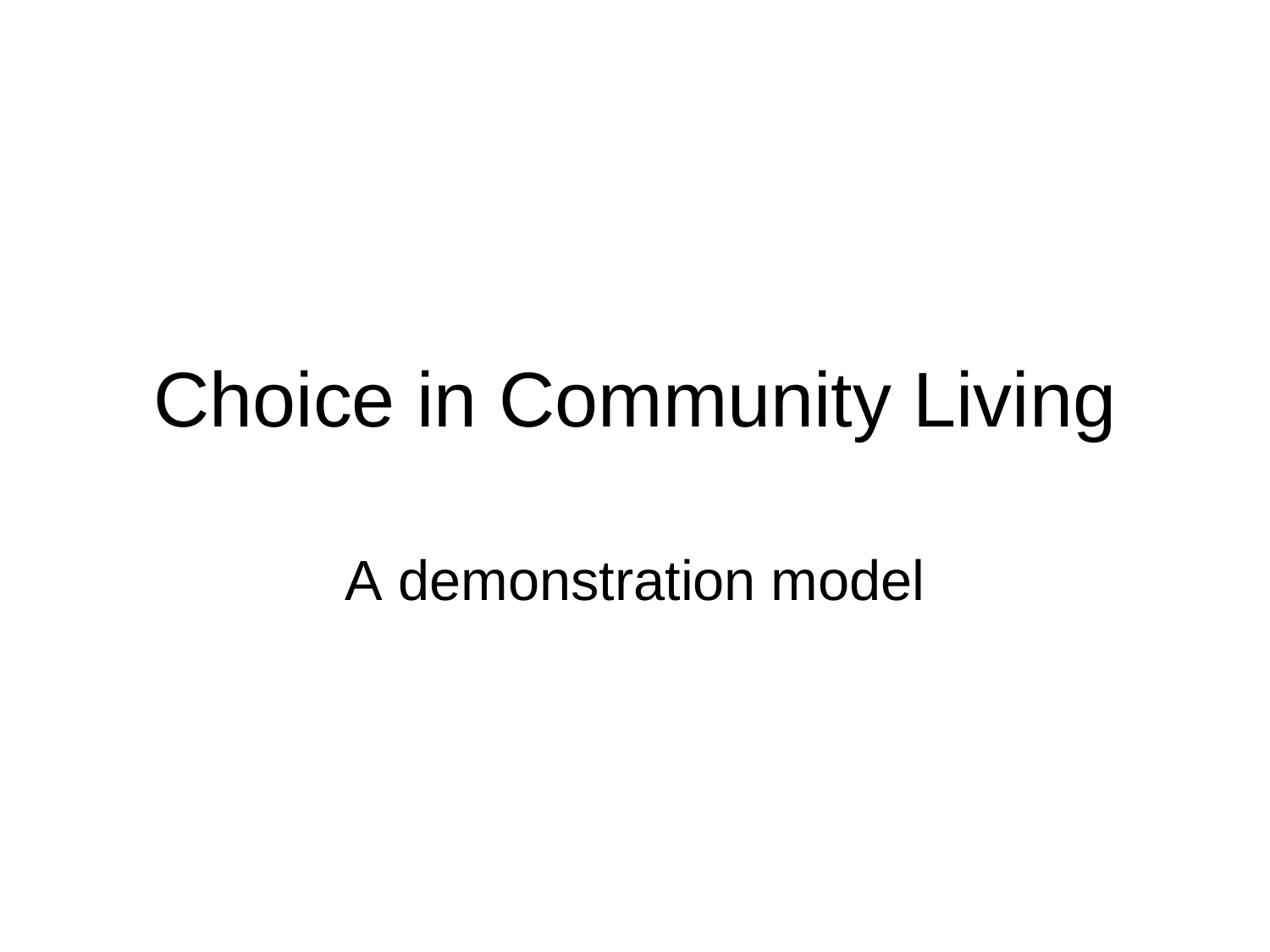# Choice in Community Living

A demonstration model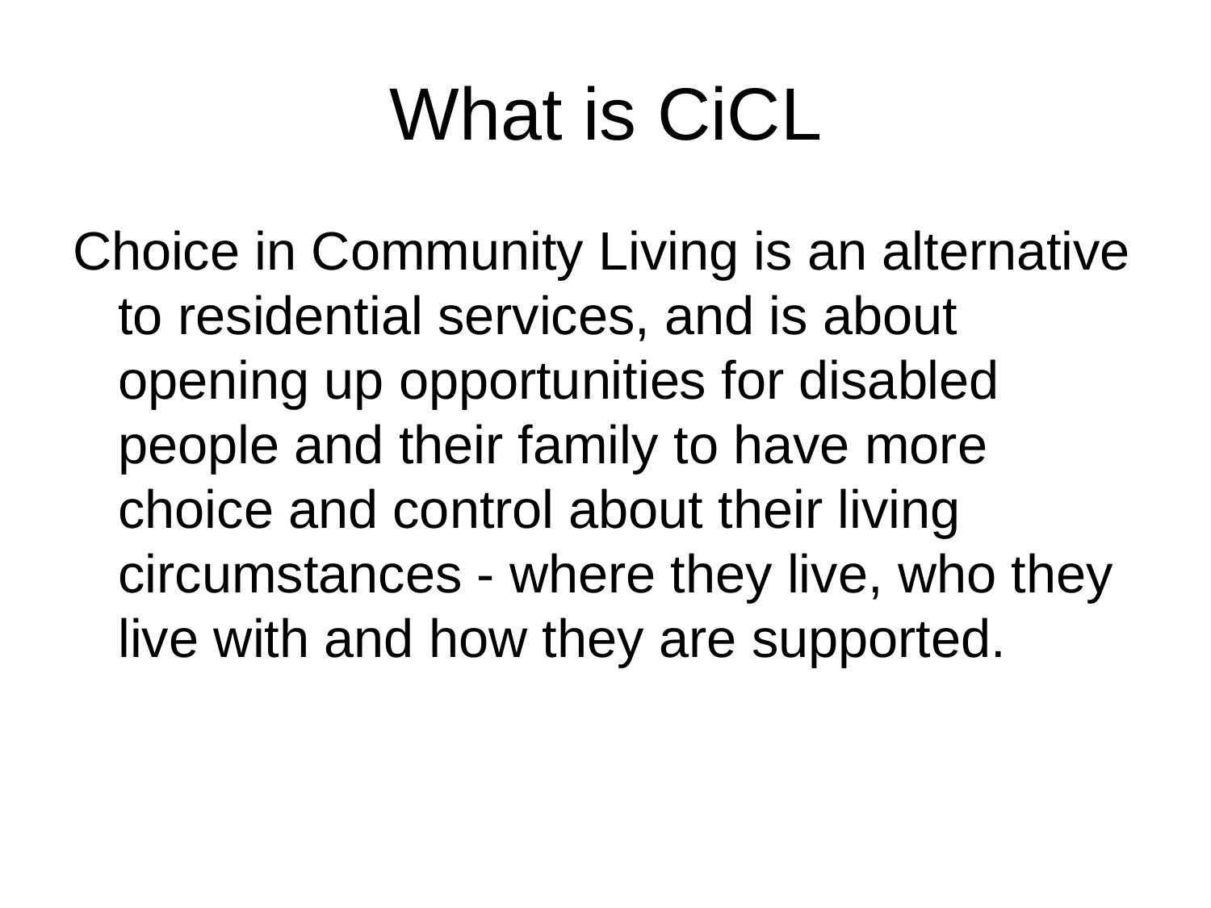# What is CiCL

Choice in Community Living is an alternative to residential services, and is about opening up opportunities for disabled people and their family to have more choice and control about their living circumstances - where they live, who they live with and how they are supported.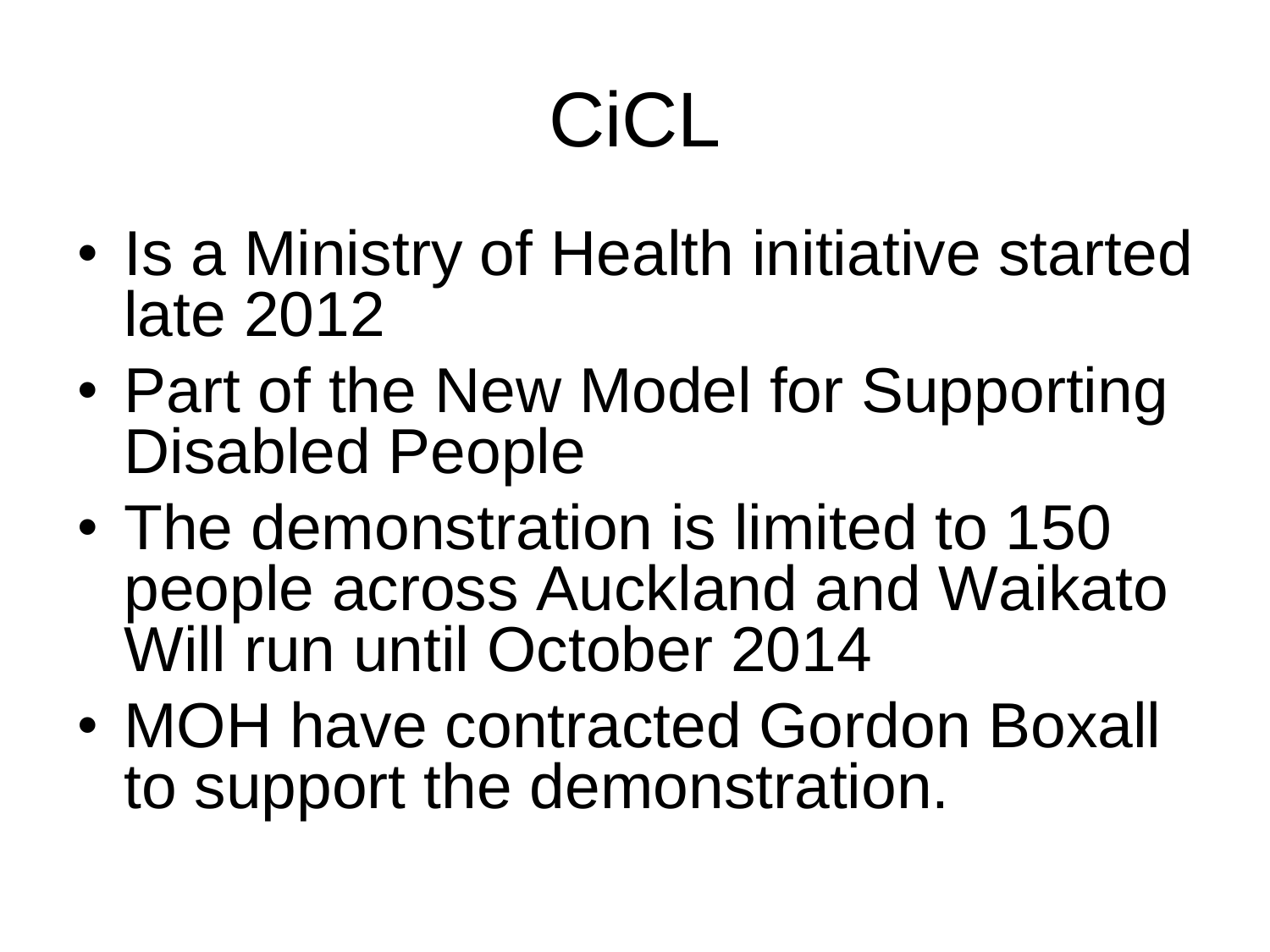# CiCL

- Is a Ministry of Health initiative started late 2012
- Part of the New Model for Supporting Disabled People
- The demonstration is limited to 150 people across Auckland and Waikato Will run until October 2014
- MOH have contracted Gordon Boxall to support the demonstration.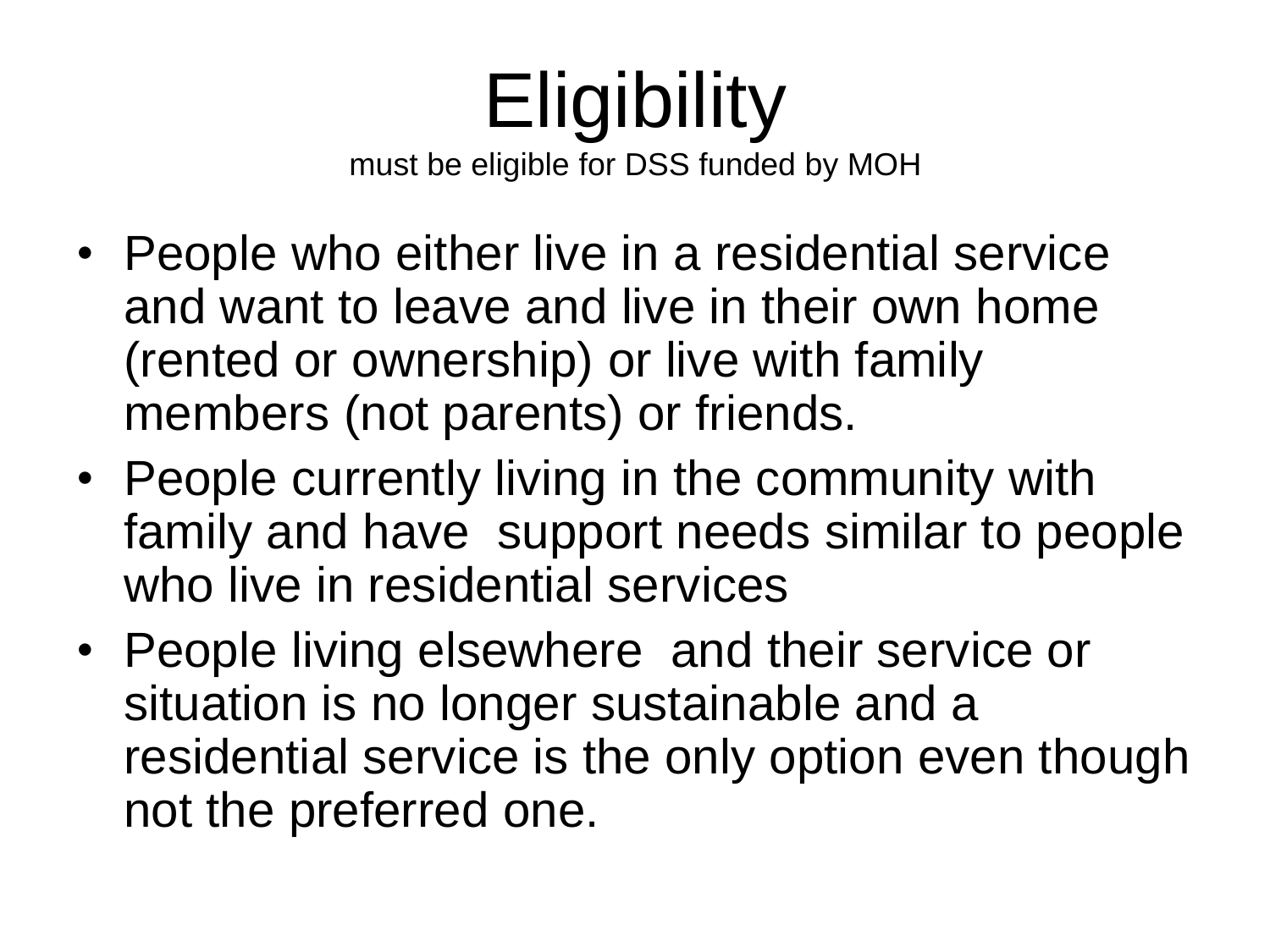# Eligibility

must be eligible for DSS funded by MOH

- People who either live in a residential service and want to leave and live in their own home (rented or ownership) or live with family members (not parents) or friends.
- People currently living in the community with family and have support needs similar to people who live in residential services
- People living elsewhere and their service or situation is no longer sustainable and a residential service is the only option even though not the preferred one.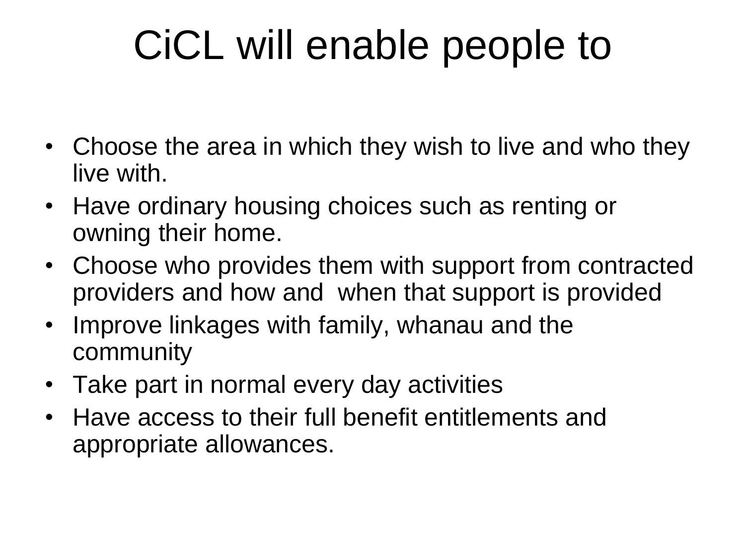# CiCL will enable people to

- Choose the area in which they wish to live and who they live with.
- Have ordinary housing choices such as renting or owning their home.
- Choose who provides them with support from contracted providers and how and when that support is provided
- Improve linkages with family, whanau and the community
- Take part in normal every day activities
- Have access to their full benefit entitlements and appropriate allowances.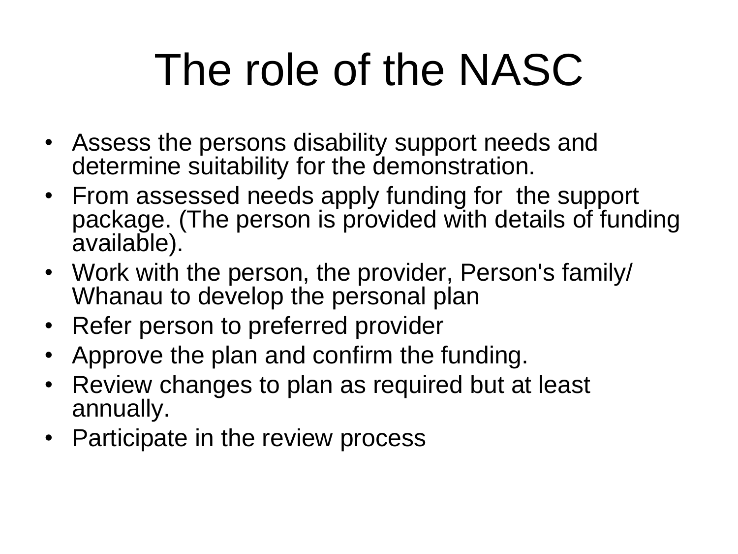# The role of the NASC

- Assess the persons disability support needs and determine suitability for the demonstration.
- From assessed needs apply funding for the support package. (The person is provided with details of funding available).
- Work with the person, the provider, Person's family/ Whanau to develop the personal plan
- Refer person to preferred provider
- Approve the plan and confirm the funding.
- Review changes to plan as required but at least annually.
- Participate in the review process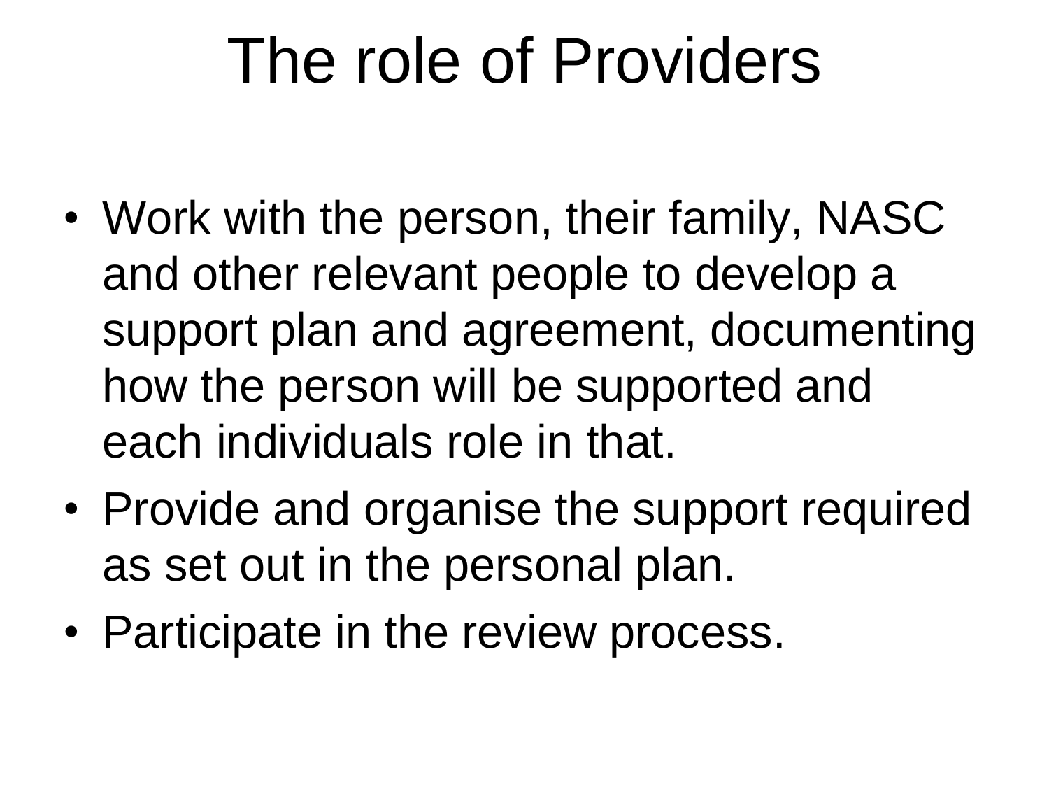# The role of Providers

- Work with the person, their family, NASC and other relevant people to develop a support plan and agreement, documenting how the person will be supported and each individuals role in that.
- Provide and organise the support required as set out in the personal plan.
- Participate in the review process.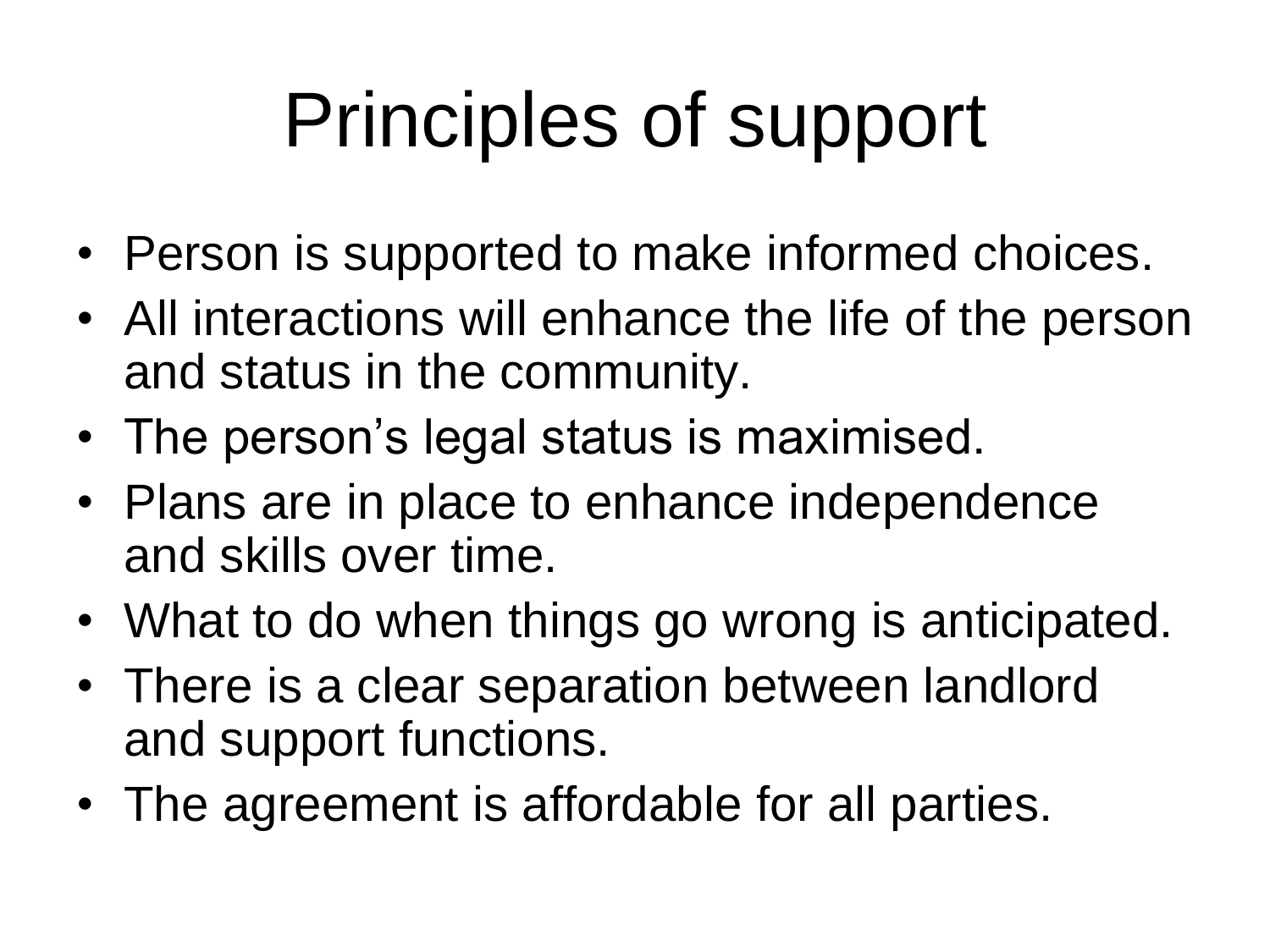# Principles of support

- Person is supported to make informed choices.
- All interactions will enhance the life of the person and status in the community.
- The person's legal status is maximised.
- Plans are in place to enhance independence and skills over time.
- What to do when things go wrong is anticipated.
- There is a clear separation between landlord and support functions.
- The agreement is affordable for all parties.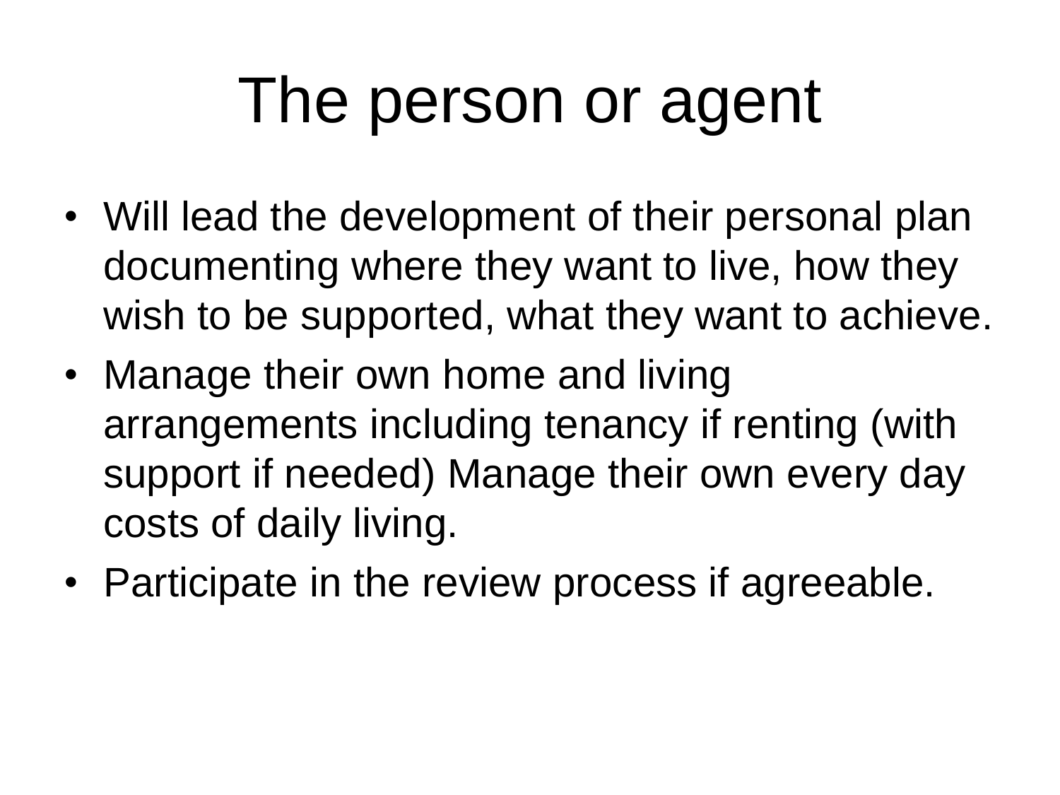# The person or agent

- Will lead the development of their personal plan documenting where they want to live, how they wish to be supported, what they want to achieve.
- Manage their own home and living arrangements including tenancy if renting (with support if needed) Manage their own every day costs of daily living.
- Participate in the review process if agreeable.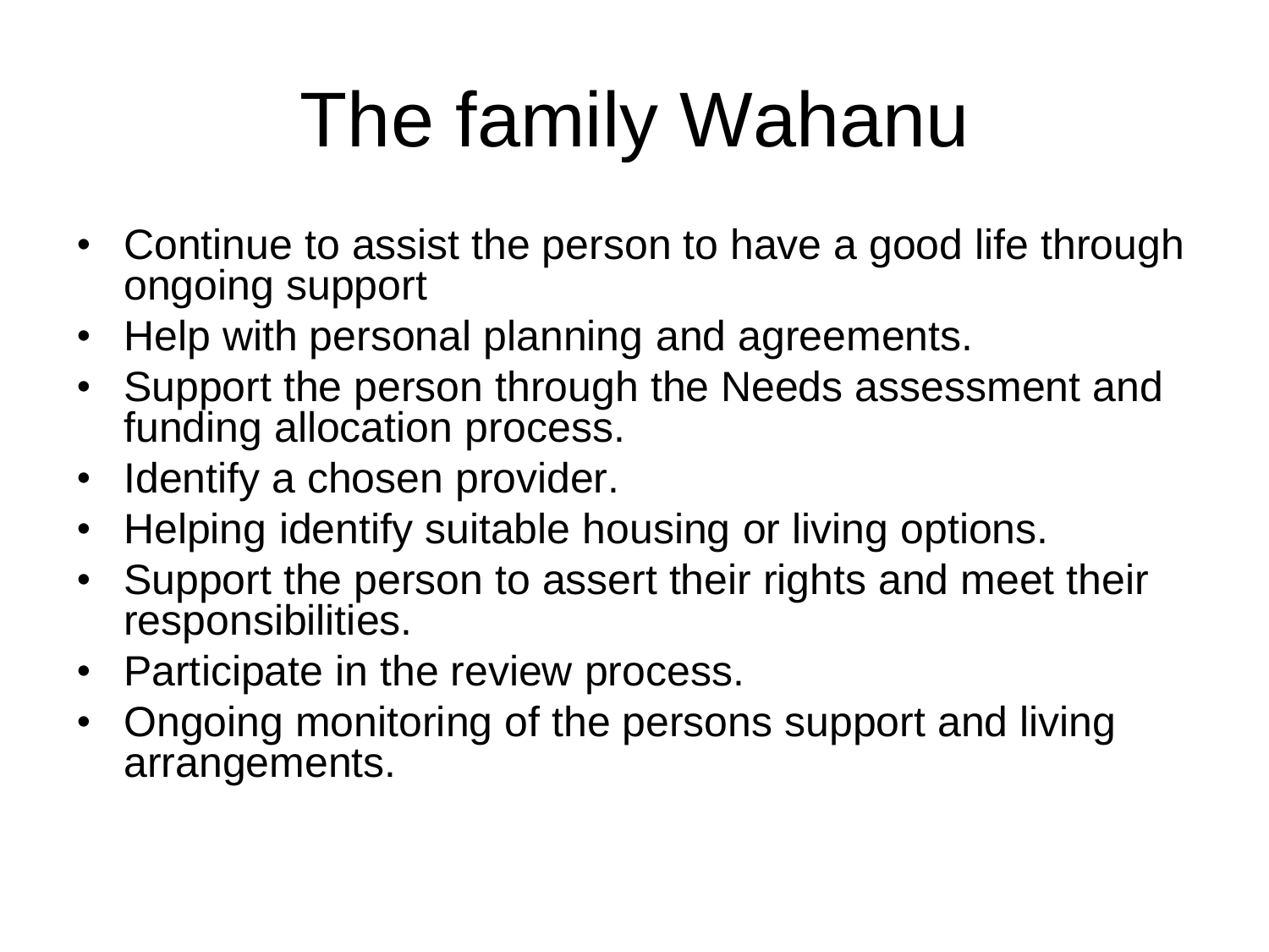# The family Wahanu

- Continue to assist the person to have a good life through ongoing support
- Help with personal planning and agreements.
- Support the person through the Needs assessment and funding allocation process.
- Identify a chosen provider.
- Helping identify suitable housing or living options.
- Support the person to assert their rights and meet their responsibilities.
- Participate in the review process.
- Ongoing monitoring of the persons support and living arrangements.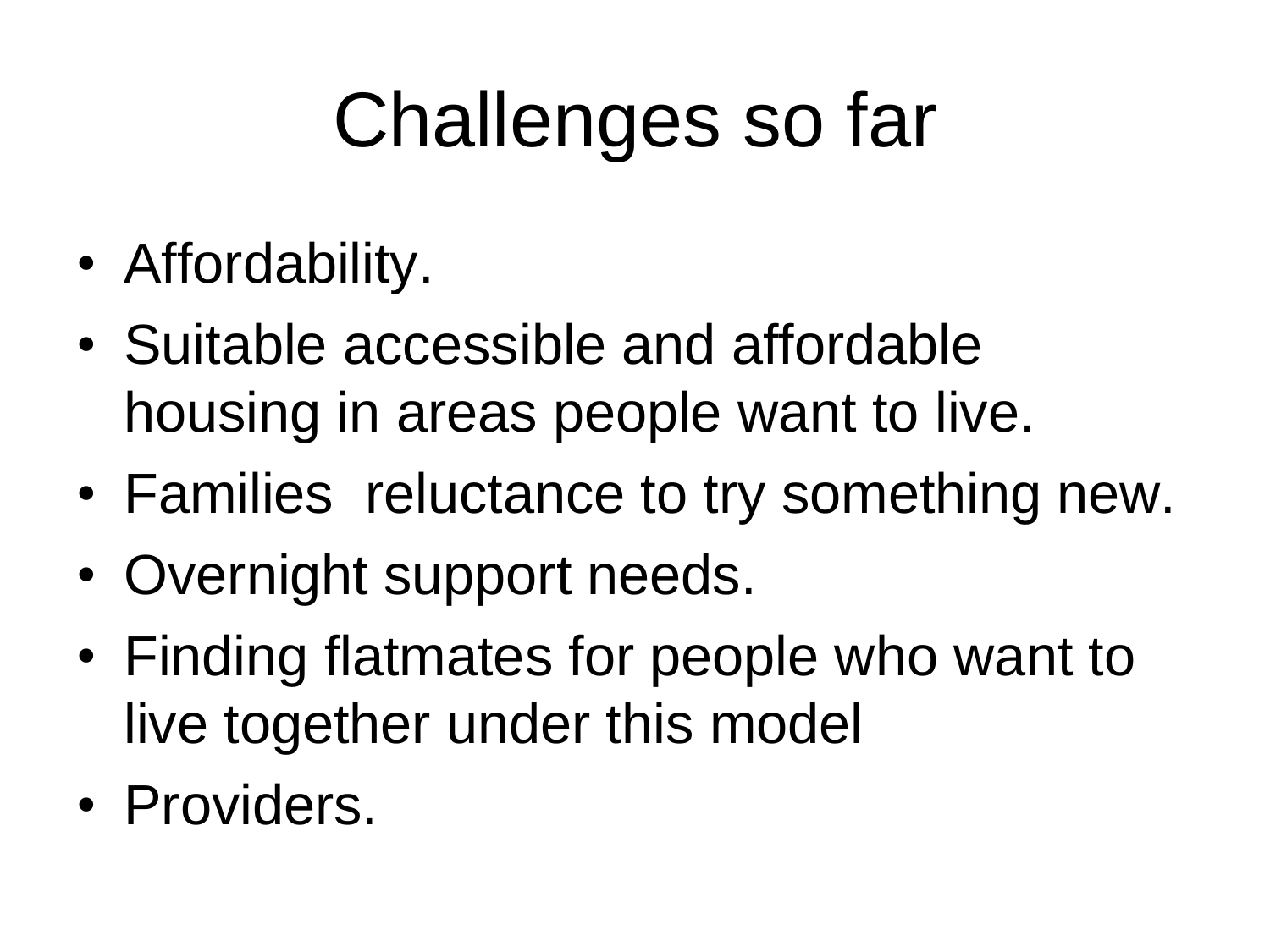# Challenges so far

- Affordability.
- Suitable accessible and affordable housing in areas people want to live.
- Families  reluctance to try something new.
- Overnight support needs.
- Finding flatmates for people who want to live together under this model
- Providers.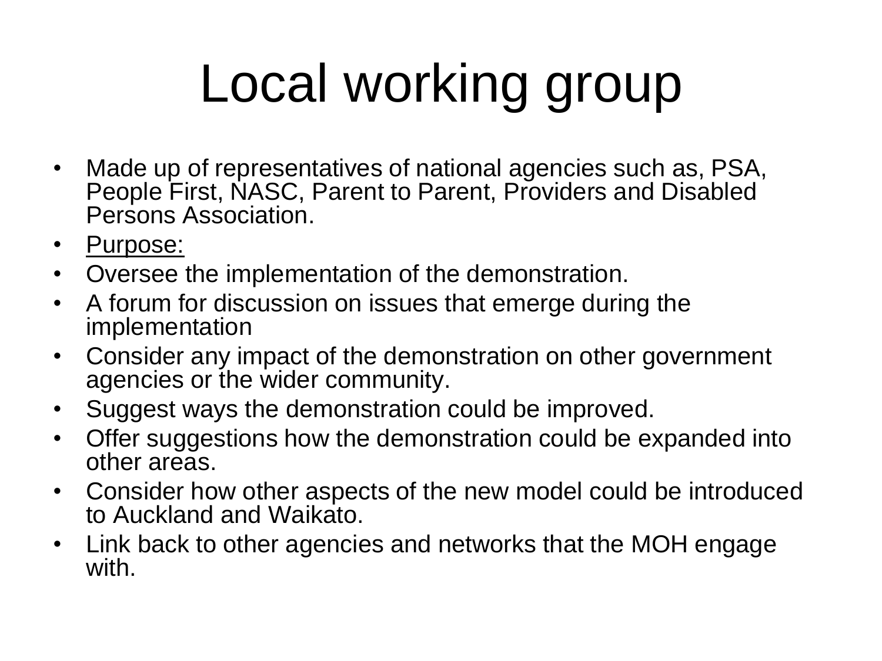# Local working group

- Made up of representatives of national agencies such as, PSA, People First, NASC, Parent to Parent, Providers and Disabled Persons Association.
- <u>Purpose:</u>
- Oversee the implementation of the demonstration.
- A forum for discussion on issues that emerge during the implementation
- Consider any impact of the demonstration on other government agencies or the wider community.
- Suggest ways the demonstration could be improved.
- Offer suggestions how the demonstration could be expanded into other areas.
- Consider how other aspects of the new model could be introduced to Auckland and Waikato.
- Link back to other agencies and networks that the MOH engage with.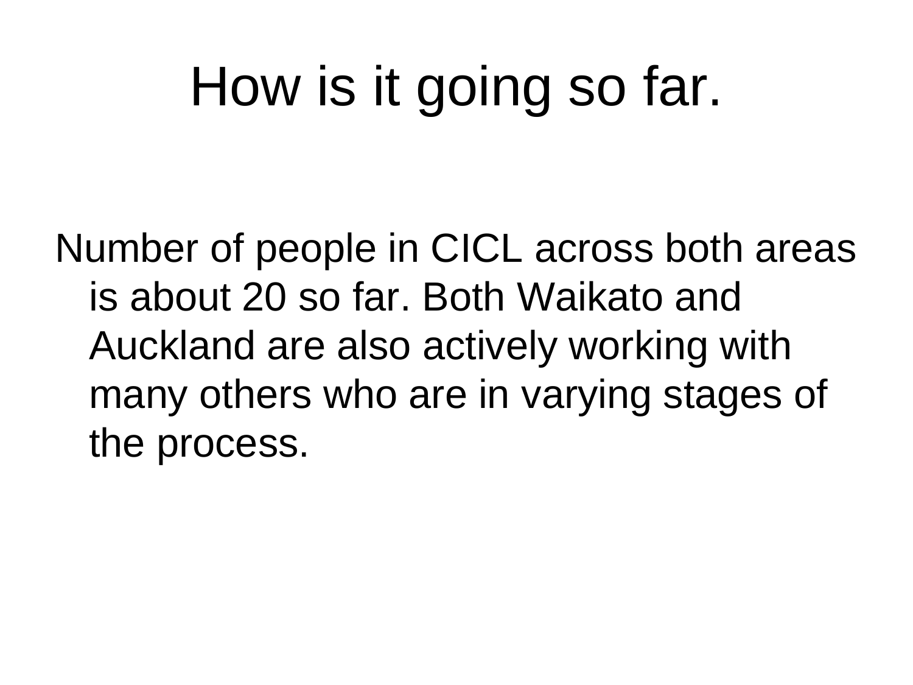# How is it going so far.

Number of people in CICL across both areas is about 20 so far. Both Waikato and Auckland are also actively working with many others who are in varying stages of the process.